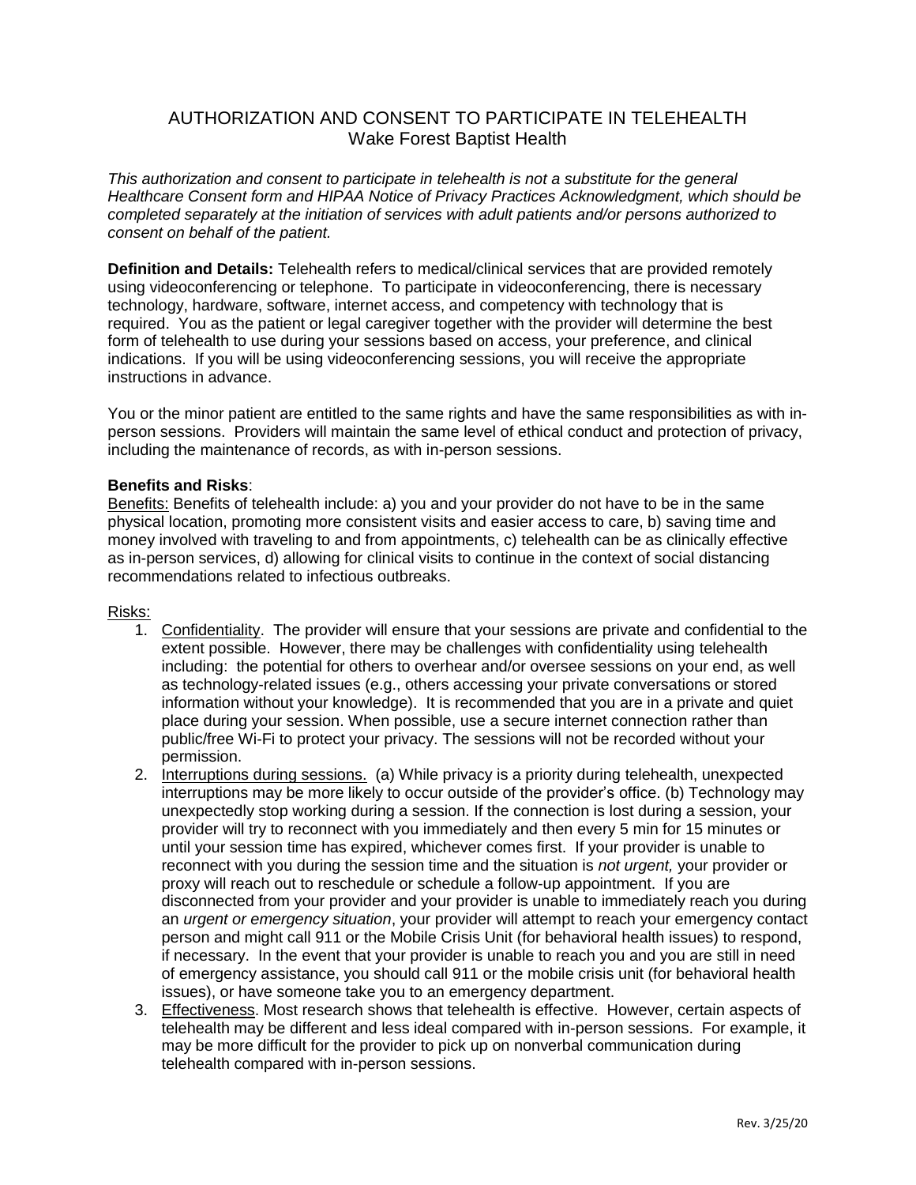# AUTHORIZATION AND CONSENT TO PARTICIPATE IN TELEHEALTH
## Wake Forest Baptist Health

*This authorization and consent to participate in telehealth is not a substitute for the general Healthcare Consent form and HIPAA Notice of Privacy Practices Acknowledgment, which should be completed separately at the initiation of services with adult patients and/or persons authorized to consent on behalf of the patient.*

**Definition and Details:** Telehealth refers to medical/clinical services that are provided remotely using videoconferencing or telephone. To participate in videoconferencing, there is necessary technology, hardware, software, internet access, and competency with technology that is required. You as the patient or legal caregiver together with the provider will determine the best form of telehealth to use during your sessions based on access, your preference, and clinical indications. If you will be using videoconferencing sessions, you will receive the appropriate instructions in advance.

You or the minor patient are entitled to the same rights and have the same responsibilities as with in-person sessions. Providers will maintain the same level of ethical conduct and protection of privacy, including the maintenance of records, as with in-person sessions.

**Benefits and Risks**:

<u>Benefits:</u> Benefits of telehealth include: a) you and your provider do not have to be in the same physical location, promoting more consistent visits and easier access to care, b) saving time and money involved with traveling to and from appointments, c) telehealth can be as clinically effective as in-person services, d) allowing for clinical visits to continue in the context of social distancing recommendations related to infectious outbreaks.

<u>Risks:</u>

1. <u>Confidentiality</u>. The provider will ensure that your sessions are private and confidential to the extent possible. However, there may be challenges with confidentiality using telehealth including: the potential for others to overhear and/or oversee sessions on your end, as well as technology-related issues (e.g., others accessing your private conversations or stored information without your knowledge). It is recommended that you are in a private and quiet place during your session. When possible, use a secure internet connection rather than public/free Wi-Fi to protect your privacy. The sessions will not be recorded without your permission.
2. <u>Interruptions during sessions.</u> (a) While privacy is a priority during telehealth, unexpected interruptions may be more likely to occur outside of the provider's office. (b) Technology may unexpectedly stop working during a session. If the connection is lost during a session, your provider will try to reconnect with you immediately and then every 5 min for 15 minutes or until your session time has expired, whichever comes first. If your provider is unable to reconnect with you during the session time and the situation is *not urgent,* your provider or proxy will reach out to reschedule or schedule a follow-up appointment. If you are disconnected from your provider and your provider is unable to immediately reach you during an *urgent or emergency situation*, your provider will attempt to reach your emergency contact person and might call 911 or the Mobile Crisis Unit (for behavioral health issues) to respond, if necessary. In the event that your provider is unable to reach you and you are still in need of emergency assistance, you should call 911 or the mobile crisis unit (for behavioral health issues), or have someone take you to an emergency department.
3. <u>Effectiveness</u>. Most research shows that telehealth is effective. However, certain aspects of telehealth may be different and less ideal compared with in-person sessions. For example, it may be more difficult for the provider to pick up on nonverbal communication during telehealth compared with in-person sessions.

Rev. 3/25/20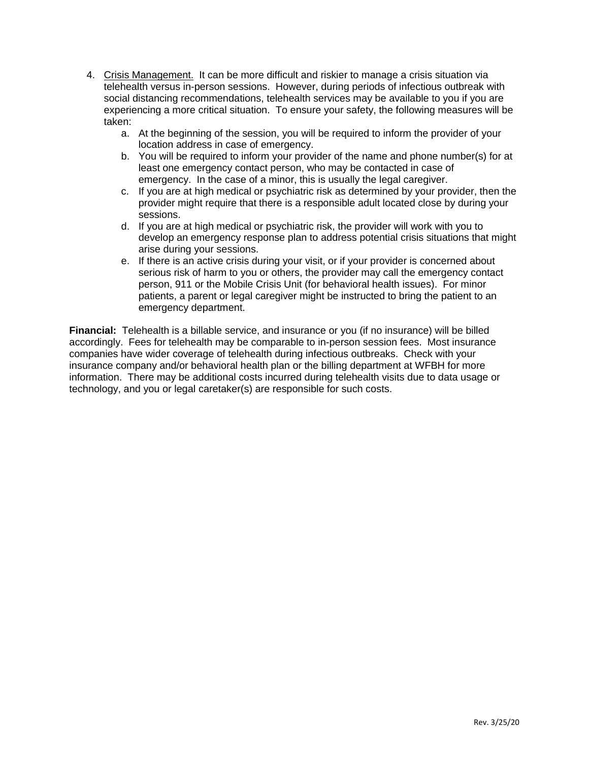4. Crisis Management. It can be more difficult and riskier to manage a crisis situation via telehealth versus in-person sessions. However, during periods of infectious outbreak with social distancing recommendations, telehealth services may be available to you if you are experiencing a more critical situation. To ensure your safety, the following measures will be taken:
    a. At the beginning of the session, you will be required to inform the provider of your location address in case of emergency.
    b. You will be required to inform your provider of the name and phone number(s) for at least one emergency contact person, who may be contacted in case of emergency. In the case of a minor, this is usually the legal caregiver.
    c. If you are at high medical or psychiatric risk as determined by your provider, then the provider might require that there is a responsible adult located close by during your sessions.
    d. If you are at high medical or psychiatric risk, the provider will work with you to develop an emergency response plan to address potential crisis situations that might arise during your sessions.
    e. If there is an active crisis during your visit, or if your provider is concerned about serious risk of harm to you or others, the provider may call the emergency contact person, 911 or the Mobile Crisis Unit (for behavioral health issues). For minor patients, a parent or legal caregiver might be instructed to bring the patient to an emergency department.

**Financial:** Telehealth is a billable service, and insurance or you (if no insurance) will be billed accordingly. Fees for telehealth may be comparable to in-person session fees. Most insurance companies have wider coverage of telehealth during infectious outbreaks. Check with your insurance company and/or behavioral health plan or the billing department at WFBH for more information. There may be additional costs incurred during telehealth visits due to data usage or technology, and you or legal caretaker(s) are responsible for such costs.

Rev. 3/25/20